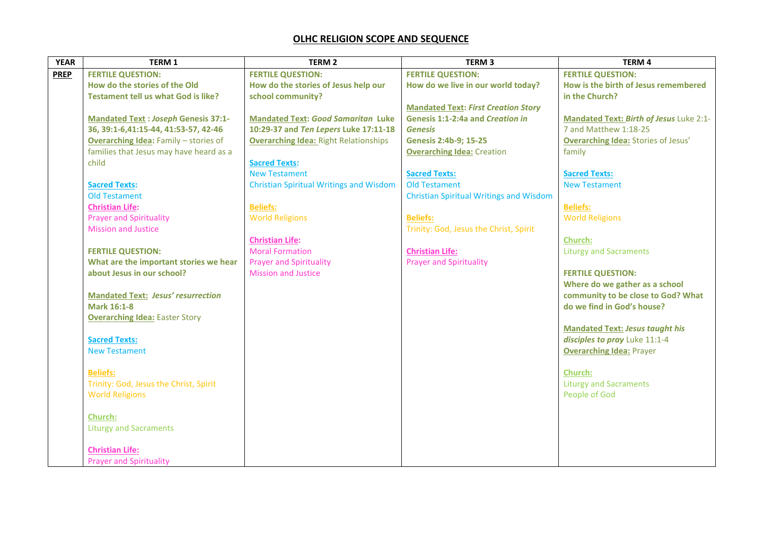# OLHC RELIGION SCOPE AND SEQUENCE

| YEAR | TERM 1 | TERM 2 | TERM 3 | TERM 4 |
|---|---|---|---|---|
| **PREP** | **FERTILE QUESTION:**<br>**How do the stories of the Old Testament tell us what God is like?**<br><br>**Mandated Text** : ***Joseph*** **Genesis 37:1-36, 39:1-6,41:15-44, 41:53-57, 42-46**<br>**Overarching Idea:** Family – stories of families that Jesus may have heard as a child<br><br>**Sacred Texts:**<br>Old Testament<br>**Christian Life:**<br>Prayer and Spirituality<br>Mission and Justice<br><br>**FERTILE QUESTION:**<br>**What are the important stories we hear about Jesus in our school?**<br><br>**Mandated Text:** ***Jesus' resurrection*** **Mark 16:1-8**<br>**Overarching Idea:** Easter Story<br><br>**Sacred Texts:**<br>New Testament<br><br>**Beliefs:**<br>Trinity: God, Jesus the Christ, Spirit<br>World Religions<br><br>**Church:**<br>Liturgy and Sacraments<br><br>**Christian Life:**<br>Prayer and Spirituality | **FERTILE QUESTION:**<br>**How do the stories of Jesus help our school community?**<br><br>**Mandated Text:** ***Good Samaritan*** **Luke 10:29-37 and** ***Ten Lepers*** **Luke 17:11-18**<br>**Overarching Idea:** Right Relationships<br><br>**Sacred Texts:**<br>New Testament<br>Christian Spiritual Writings and Wisdom<br><br>**Beliefs:**<br>World Religions<br><br>**Christian Life:**<br>Moral Formation<br>Prayer and Spirituality<br>Mission and Justice | **FERTILE QUESTION:**<br>**How do we live in our world today?**<br><br>**Mandated Text:** ***First Creation Story*** **Genesis 1:1-2:4a and** ***Creation in Genesis*** **Genesis 2:4b-9; 15-25**<br>**Overarching Idea:** Creation<br><br>**Sacred Texts:**<br>Old Testament<br>Christian Spiritual Writings and Wisdom<br><br>**Beliefs:**<br>Trinity: God, Jesus the Christ, Spirit<br><br>**Christian Life:**<br>Prayer and Spirituality | **FERTILE QUESTION:**<br>**How is the birth of Jesus remembered in the Church?**<br><br>**Mandated Text:** ***Birth of Jesus*** Luke 2:1-7 and Matthew 1:18-25<br>**Overarching Idea:** Stories of Jesus' family<br><br>**Sacred Texts:**<br>New Testament<br><br>**Beliefs:**<br>World Religions<br><br>**Church:**<br>Liturgy and Sacraments<br><br>**FERTILE QUESTION:**<br>**Where do we gather as a school community to be close to God? What do we find in God's house?**<br><br>**Mandated Text:** ***Jesus taught his disciples to pray*** Luke 11:1-4<br>**Overarching Idea:** Prayer<br><br>**Church:**<br>Liturgy and Sacraments<br>People of God |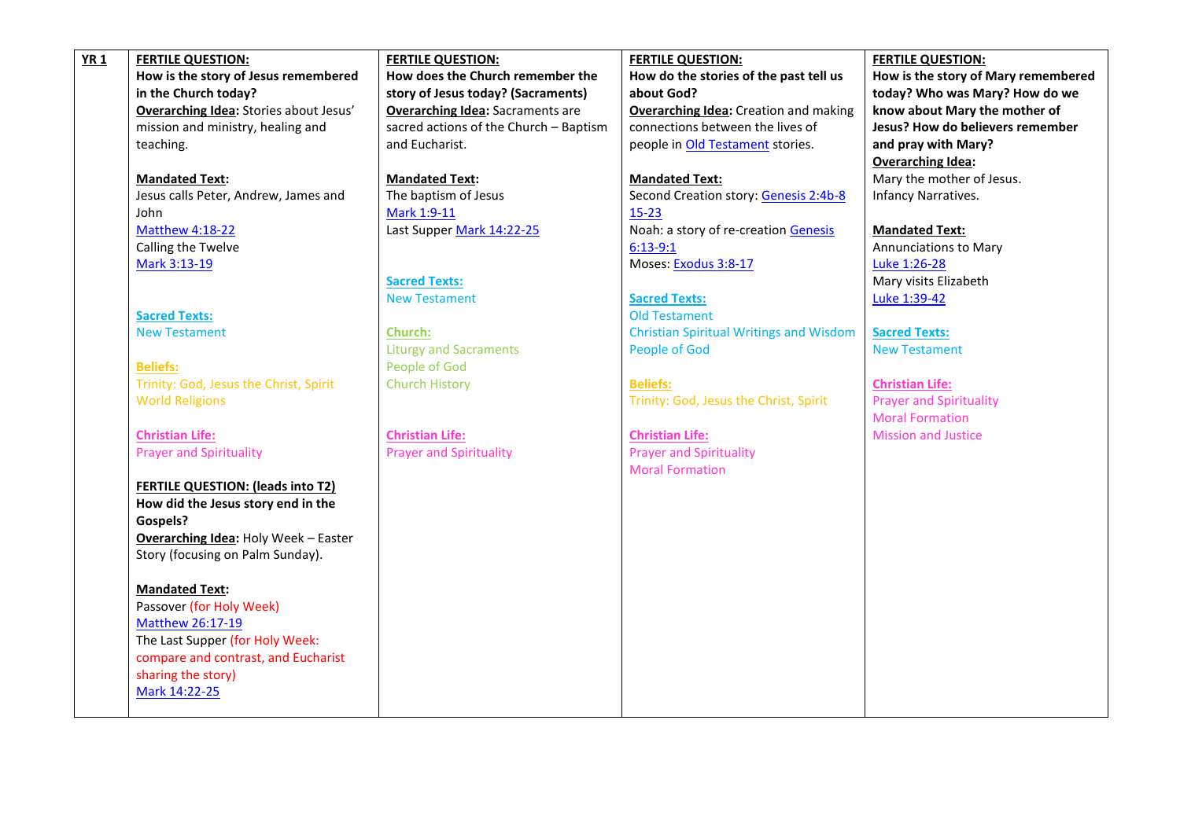| **YR 1** | **FERTILE QUESTION:** | **FERTILE QUESTION:** | **FERTILE QUESTION:** | **FERTILE QUESTION:** |
|---|---|---|---|---|
| | **How is the story of Jesus remembered in the Church today?**<br>**Overarching Idea:** Stories about Jesus' mission and ministry, healing and teaching.<br><br>**Mandated Text:**<br>Jesus calls Peter, Andrew, James and John<br>Matthew 4:18-22<br>Calling the Twelve<br>Mark 3:13-19<br><br>**Sacred Texts:**<br>New Testament<br><br>**Beliefs:**<br>Trinity: God, Jesus the Christ, Spirit<br>World Religions<br><br>**Christian Life:**<br>Prayer and Spirituality<br><br>**FERTILE QUESTION: (leads into T2)**<br>**How did the Jesus story end in the Gospels?**<br>**Overarching Idea:** Holy Week – Easter Story (focusing on Palm Sunday).<br><br>**Mandated Text:**<br>Passover (for Holy Week)<br>Matthew 26:17-19<br>The Last Supper (for Holy Week: compare and contrast, and Eucharist sharing the story)<br>Mark 14:22-25 | **How does the Church remember the story of Jesus today? (Sacraments)**<br>**Overarching Idea:** Sacraments are sacred actions of the Church – Baptism and Eucharist.<br><br>**Mandated Text:**<br>The baptism of Jesus<br>Mark 1:9-11<br>Last Supper Mark 14:22-25<br><br>**Sacred Texts:**<br>New Testament<br><br>**Church:**<br>Liturgy and Sacraments<br>People of God<br>Church History<br><br>**Christian Life:**<br>Prayer and Spirituality | **How do the stories of the past tell us about God?**<br>**Overarching Idea:** Creation and making connections between the lives of people in Old Testament stories.<br><br>**Mandated Text:**<br>Second Creation story: Genesis 2:4b-8 15-23<br>Noah: a story of re-creation Genesis 6:13-9:1<br>Moses: Exodus 3:8-17<br><br>**Sacred Texts:**<br>Old Testament<br>Christian Spiritual Writings and Wisdom<br>People of God<br><br>**Beliefs:**<br>Trinity: God, Jesus the Christ, Spirit<br><br>**Christian Life:**<br>Prayer and Spirituality<br>Moral Formation | **How is the story of Mary remembered today? Who was Mary? How do we know about Mary the mother of Jesus? How do believers remember and pray with Mary?**<br>**Overarching Idea:**<br>Mary the mother of Jesus.<br>Infancy Narratives.<br><br>**Mandated Text:**<br>Annunciations to Mary<br>Luke 1:26-28<br>Mary visits Elizabeth<br>Luke 1:39-42<br><br>**Sacred Texts:**<br>New Testament<br><br>**Christian Life:**<br>Prayer and Spirituality<br>Moral Formation<br>Mission and Justice |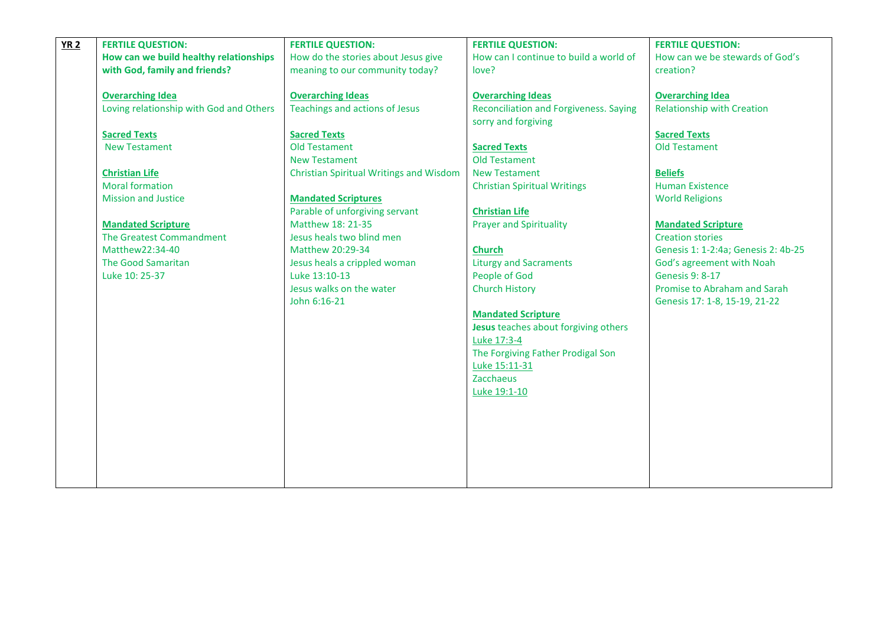| **YR 2** | **FERTILE QUESTION:**<br>**How can we build healthy relationships with God, family and friends?**<br><br>**Overarching Idea**<br>Loving relationship with God and Others<br><br>**Sacred Texts**<br>New Testament<br><br>**Christian Life**<br>Moral formation<br>Mission and Justice<br><br>**Mandated Scripture**<br>The Greatest Commandment<br>Matthew22:34-40<br>The Good Samaritan<br>Luke 10: 25-37 | **FERTILE QUESTION:**<br>How do the stories about Jesus give meaning to our community today?<br><br>**Overarching Ideas**<br>Teachings and actions of Jesus<br><br>**Sacred Texts**<br>Old Testament<br>New Testament<br>Christian Spiritual Writings and Wisdom<br><br>**Mandated Scriptures**<br>Parable of unforgiving servant<br>Matthew 18: 21-35<br>Jesus heals two blind men<br>Matthew 20:29-34<br>Jesus heals a crippled woman<br>Luke 13:10-13<br>Jesus walks on the water<br>John 6:16-21 | **FERTILE QUESTION:**<br>How can I continue to build a world of love?<br><br>**Overarching Ideas**<br>Reconciliation and Forgiveness. Saying sorry and forgiving<br><br>**Sacred Texts**<br>Old Testament<br>New Testament<br>Christian Spiritual Writings<br><br>**Christian Life**<br>Prayer and Spirituality<br><br>**Church**<br>Liturgy and Sacraments<br>People of God<br>Church History<br><br>**Mandated Scripture**<br>**Jesus** teaches about forgiving others<br>Luke 17:3-4<br>The Forgiving Father Prodigal Son<br>Luke 15:11-31<br>Zacchaeus<br>Luke 19:1-10 | **FERTILE QUESTION:**<br>How can we be stewards of God's creation?<br><br>**Overarching Idea**<br>Relationship with Creation<br><br>**Sacred Texts**<br>Old Testament<br><br>**Beliefs**<br>Human Existence<br>World Religions<br><br>**Mandated Scripture**<br>Creation stories<br>Genesis 1: 1-2:4a; Genesis 2: 4b-25<br>God's agreement with Noah<br>Genesis 9: 8-17<br>Promise to Abraham and Sarah<br>Genesis 17: 1-8, 15-19, 21-22 |
|---|---|---|---|---|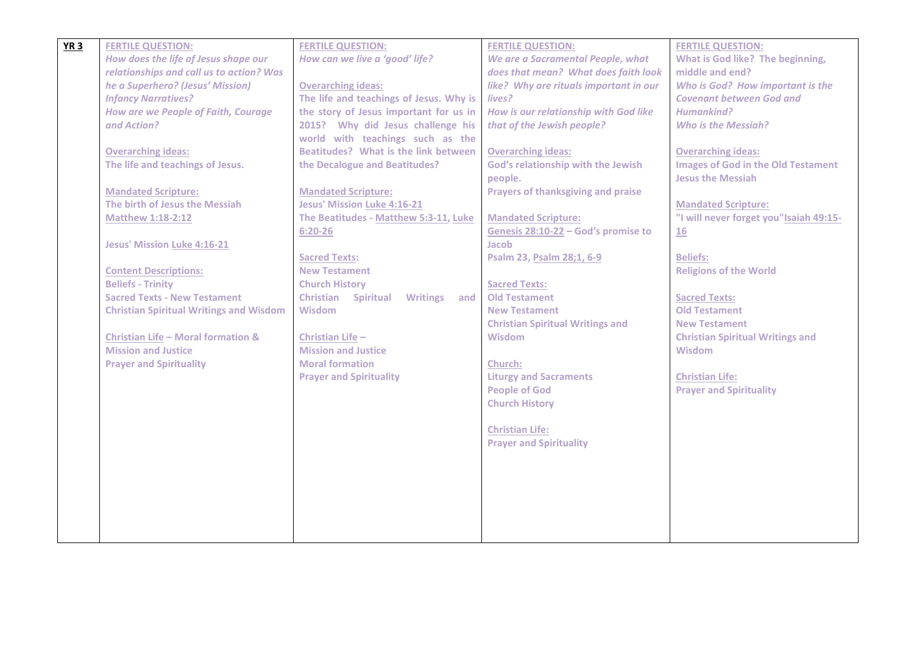| YR 3 | | | | |
|---|---|---|---|---|
| | **FERTILE QUESTION:**<br>***How does the life of Jesus shape our relationships and call us to action? Was he a Superhero? (Jesus' Mission)***<br>***Infancy Narratives?***<br>***How are we People of Faith, Courage and Action?***<br><br>**Overarching ideas:**<br>**The life and teachings of Jesus.**<br><br>**Mandated Scripture:**<br>**The birth of Jesus the Messiah**<br>**Matthew 1:18-2:12**<br><br>**Jesus' Mission Luke 4:16-21**<br><br>**Content Descriptions:**<br>**Beliefs - Trinity**<br>**Sacred Texts - New Testament**<br>**Christian Spiritual Writings and Wisdom**<br><br>**Christian Life – Moral formation & Mission and Justice**<br>**Prayer and Spirituality** | **FERTILE QUESTION:**<br>***How can we live a 'good' life?***<br><br>**Overarching ideas:**<br>**The life and teachings of Jesus. Why is the story of Jesus important for us in 2015? Why did Jesus challenge his world with teachings such as the Beatitudes? What is the link between the Decalogue and Beatitudes?**<br><br>**Mandated Scripture:**<br>**Jesus' Mission Luke 4:16-21**<br>**The Beatitudes - Matthew 5:3-11, Luke 6:20-26**<br><br>**Sacred Texts:**<br>**New Testament**<br>**Church History**<br>**Christian Spiritual Writings and Wisdom**<br><br>**Christian Life –**<br>**Mission and Justice**<br>**Moral formation**<br>**Prayer and Spirituality** | **FERTILE QUESTION:**<br>***We are a Sacramental People, what does that mean? What does faith look like? Why are rituals important in our lives?***<br>***How is our relationship with God like that of the Jewish people?***<br><br>**Overarching ideas:**<br>**God's relationship with the Jewish people.**<br>**Prayers of thanksgiving and praise**<br><br>**Mandated Scripture:**<br>**Genesis 28:10-22 – God's promise to Jacob**<br>**Psalm 23, Psalm 28;1, 6-9**<br><br>**Sacred Texts:**<br>**Old Testament**<br>**New Testament**<br>**Christian Spiritual Writings and Wisdom**<br><br>**Church:**<br>**Liturgy and Sacraments**<br>**People of God**<br>**Church History**<br><br>**Christian Life:**<br>**Prayer and Spirituality** | **FERTILE QUESTION:**<br>**What is God like? The beginning, middle and end?**<br>***Who is God? How important is the Covenant between God and Humankind?***<br>***Who is the Messiah?***<br><br>**Overarching ideas:**<br>**Images of God in the Old Testament**<br>**Jesus the Messiah**<br><br>**Mandated Scripture:**<br>**"I will never forget you" Isaiah 49:15-16**<br><br>**Beliefs:**<br>**Religions of the World**<br><br>**Sacred Texts:**<br>**Old Testament**<br>**New Testament**<br>**Christian Spiritual Writings and Wisdom**<br><br>**Christian Life:**<br>**Prayer and Spirituality** |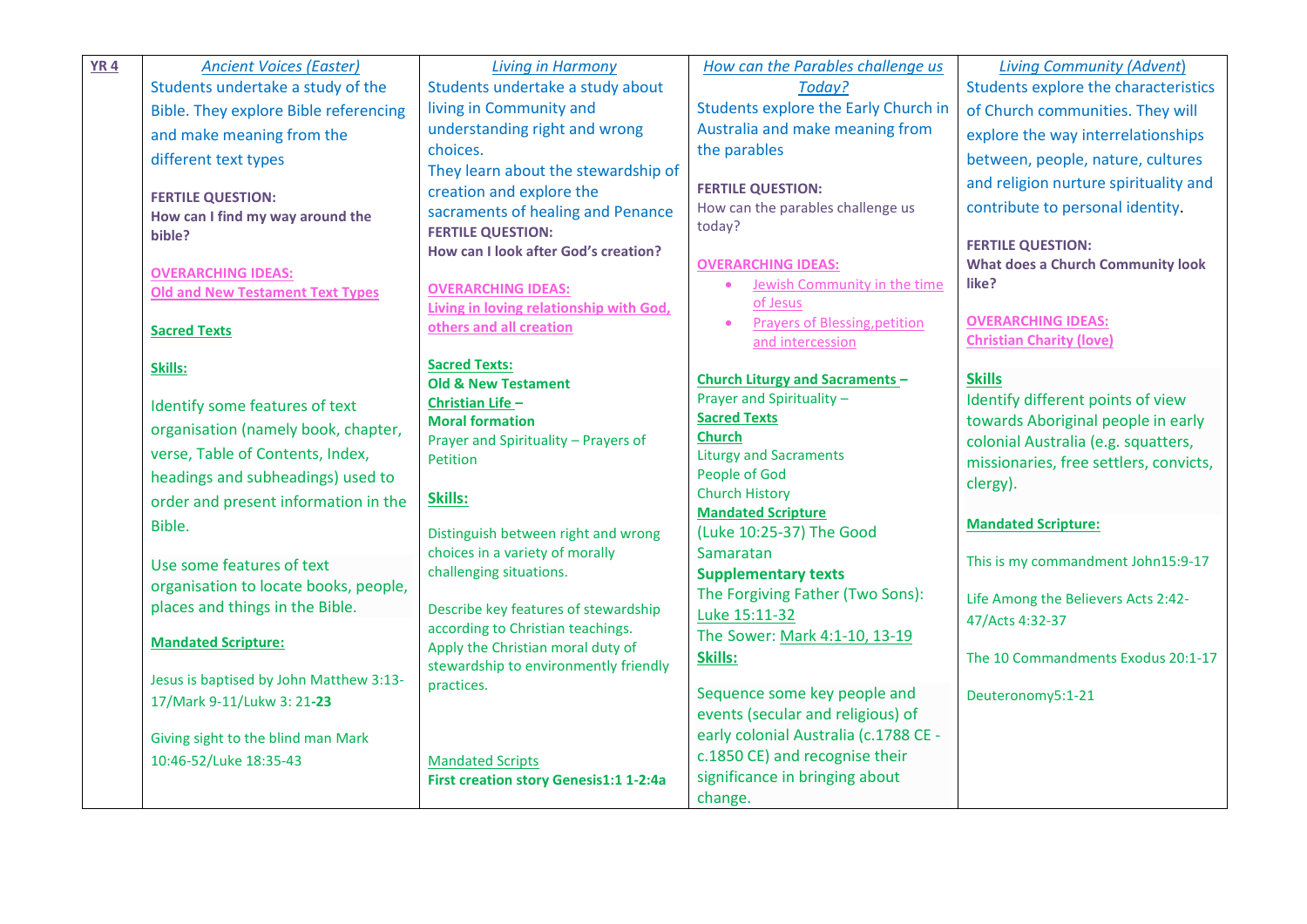| YR 4 | *Ancient Voices (Easter)* | *Living in Harmony* | *How can the Parables challenge us Today?* | *Living Community (Advent)* |
|---|---|---|---|---|
| | Students undertake a study of the Bible. They explore Bible referencing and make meaning from the different text types<br><br>**FERTILE QUESTION:**<br>**How can I find my way around the bible?**<br><br>**OVERARCHING IDEAS:**<br>**Old and New Testament Text Types**<br><br>**Sacred Texts**<br><br>**Skills:**<br><br>Identify some features of text organisation (namely book, chapter, verse, Table of Contents, Index, headings and subheadings) used to order and present information in the Bible.<br><br>Use some features of text organisation to locate books, people, places and things in the Bible.<br><br>**Mandated Scripture:**<br><br>Jesus is baptised by John Matthew 3:13-17/Mark 9-11/Lukw 3: 21-**23**<br><br>Giving sight to the blind man Mark 10:46-52/Luke 18:35-43 | Students undertake a study about living in Community and understanding right and wrong choices.<br>They learn about the stewardship of creation and explore the sacraments of healing and Penance<br>**FERTILE QUESTION:**<br>**How can I look after God's creation?**<br><br>**OVERARCHING IDEAS:**<br>**Living in loving relationship with God, others and all creation**<br><br>**Sacred Texts:**<br>**Old & New Testament**<br>**Christian Life –**<br>**Moral formation**<br>Prayer and Spirituality – Prayers of Petition<br><br>**Skills:**<br><br>Distinguish between right and wrong choices in a variety of morally challenging situations.<br><br>Describe key features of stewardship according to Christian teachings.<br>Apply the Christian moral duty of stewardship to environmently friendly practices.<br><br>Mandated Scripts<br>**First creation story Genesis1:1 1-2:4a** | Students explore the Early Church in Australia and make meaning from the parables<br><br>**FERTILE QUESTION:**<br>How can the parables challenge us today?<br><br>**OVERARCHING IDEAS:**<br>• Jewish Community in the time of Jesus<br>• Prayers of Blessing,petition and intercession<br><br>**Church Liturgy and Sacraments –**<br>Prayer and Spirituality –<br>**Sacred Texts**<br>**Church**<br>Liturgy and Sacraments<br>People of God<br>Church History<br>**Mandated Scripture**<br>(Luke 10:25-37) The Good Samaratan<br>**Supplementary texts**<br>The Forgiving Father (Two Sons): Luke 15:11-32<br>The Sower: Mark 4:1-10, 13-19<br>**Skills:**<br><br>Sequence some key people and events (secular and religious) of early colonial Australia (c.1788 CE - c.1850 CE) and recognise their significance in bringing about change. | Students explore the characteristics of Church communities. They will explore the way interrelationships between, people, nature, cultures and religion nurture spirituality and contribute to personal identity.<br><br>**FERTILE QUESTION:**<br>**What does a Church Community look like?**<br><br>**OVERARCHING IDEAS:**<br>**Christian Charity (love)**<br><br>**Skills**<br>Identify different points of view towards Aboriginal people in early colonial Australia (e.g. squatters, missionaries, free settlers, convicts, clergy).<br><br>**Mandated Scripture:**<br><br>This is my commandment John15:9-17<br><br>Life Among the Believers Acts 2:42-47/Acts 4:32-37<br><br>The 10 Commandments Exodus 20:1-17<br><br>Deuteronomy5:1-21 |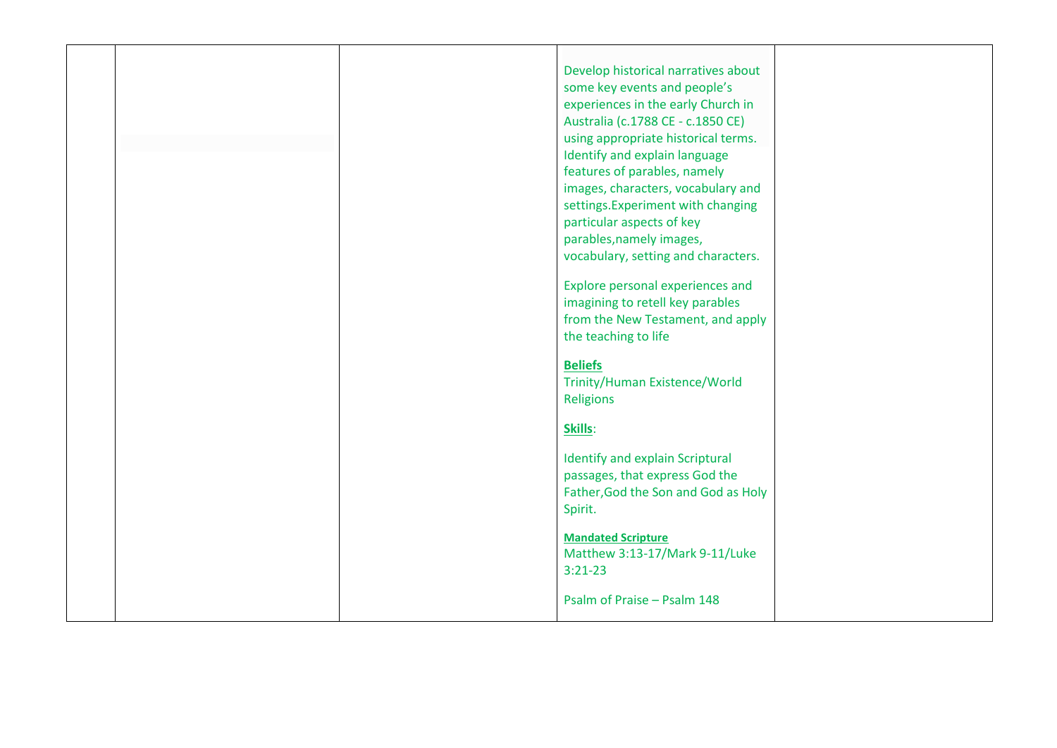| | | | | |
|---|---|---|---|---|
| | | | Develop historical narratives about some key events and people's experiences in the early Church in Australia (c.1788 CE - c.1850 CE) using appropriate historical terms. Identify and explain language features of parables, namely images, characters, vocabulary and settings.Experiment with changing particular aspects of key parables,namely images, vocabulary, setting and characters.<br><br>Explore personal experiences and imagining to retell key parables from the New Testament, and apply the teaching to life<br><br>**Beliefs**<br>Trinity/Human Existence/World Religions<br><br>**Skills**:<br><br>Identify and explain Scriptural passages, that express God the Father,God the Son and God as Holy Spirit.<br><br>**Mandated Scripture**<br>Matthew 3:13-17/Mark 9-11/Luke 3:21-23<br><br>Psalm of Praise – Psalm 148 | |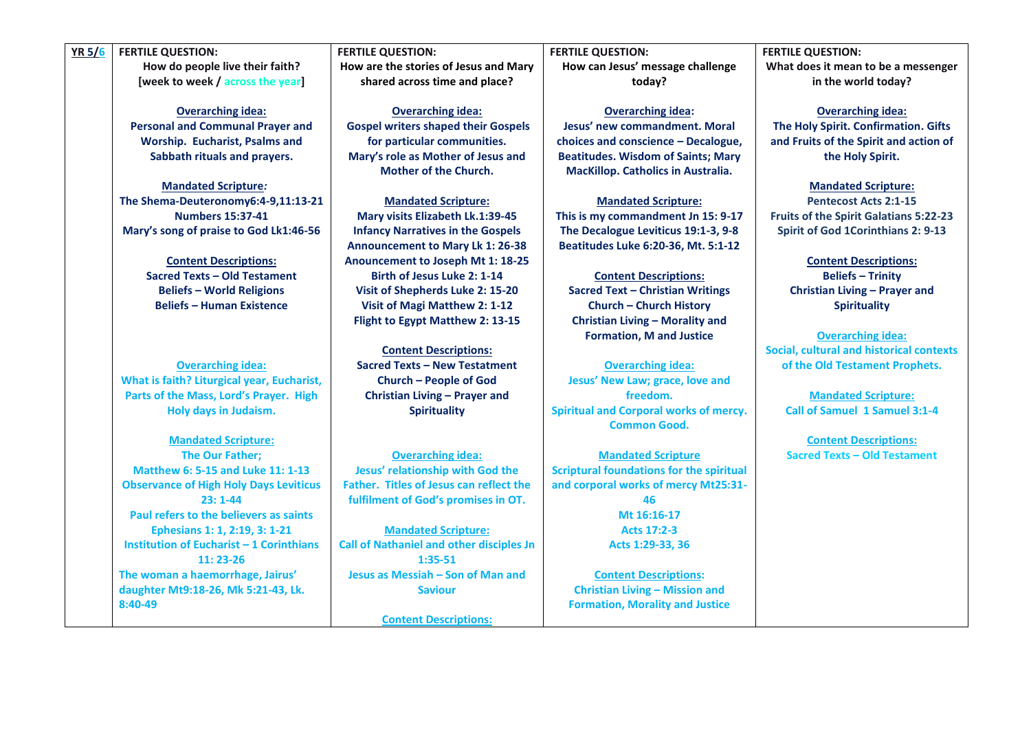| YR 5/6 | FERTILE QUESTION: How do people live their faith? [week to week / across the year] | FERTILE QUESTION: How are the stories of Jesus and Mary shared across time and place? | FERTILE QUESTION: How can Jesus' message challenge today? | FERTILE QUESTION: What does it mean to be a messenger in the world today? |
|---|---|---|---|---|
| | **Overarching idea:** Personal and Communal Prayer and Worship. Eucharist, Psalms and Sabbath rituals and prayers.<br><br>**Mandated Scripture:** The Shema-Deuteronomy6:4-9,11:13-21<br>Numbers 15:37-41<br>Mary's song of praise to God Lk1:46-56<br><br>**Content Descriptions:** Sacred Texts – Old Testament<br>Beliefs – World Religions<br>Beliefs – Human Existence<br><br>**Overarching idea:** What is faith? Liturgical year, Eucharist, Parts of the Mass, Lord's Prayer. High Holy days in Judaism.<br><br>**Mandated Scripture:** The Our Father;<br>Matthew 6: 5-15 and Luke 11: 1-13<br>Observance of High Holy Days Leviticus 23: 1-44<br>Paul refers to the believers as saints Ephesians 1: 1, 2:19, 3: 1-21<br>Institution of Eucharist – 1 Corinthians 11: 23-26<br>The woman a haemorrhage, Jairus' daughter Mt9:18-26, Mk 5:21-43, Lk. 8:40-49 | **Overarching idea:** Gospel writers shaped their Gospels for particular communities. Mary's role as Mother of Jesus and Mother of the Church.<br><br>**Mandated Scripture:** Mary visits Elizabeth Lk.1:39-45<br>Infancy Narratives in the Gospels<br>Announcement to Mary Lk 1: 26-38<br>Anouncement to Joseph Mt 1: 18-25<br>Birth of Jesus Luke 2: 1-14<br>Visit of Shepherds Luke 2: 15-20<br>Visit of Magi Matthew 2: 1-12<br>Flight to Egypt Matthew 2: 13-15<br><br>**Content Descriptions:** Sacred Texts – New Testament<br>Church – People of God<br>Christian Living – Prayer and Spirituality<br><br>**Overarching idea:** Jesus' relationship with God the Father. Titles of Jesus can reflect the fulfilment of God's promises in OT.<br><br>**Mandated Scripture:** Call of Nathaniel and other disciples Jn 1:35-51<br>Jesus as Messiah – Son of Man and Saviour<br><br>**Content Descriptions:** | **Overarching idea:** Jesus' new commandment. Moral choices and conscience – Decalogue, Beatitudes. Wisdom of Saints; Mary MacKillop. Catholics in Australia.<br><br>**Mandated Scripture:** This is my commandment Jn 15: 9-17<br>The Decalogue Leviticus 19:1-3, 9-8<br>Beatitudes Luke 6:20-36, Mt. 5:1-12<br><br>**Content Descriptions:** Sacred Text – Christian Writings<br>Church – Church History<br>Christian Living – Morality and Formation, M and Justice<br><br>**Overarching idea:** Jesus' New Law; grace, love and freedom.<br>Spiritual and Corporal works of mercy. Common Good.<br><br>**Mandated Scripture** Scriptural foundations for the spiritual and corporal works of mercy Mt25:31-46<br>Mt 16:16-17<br>Acts 17:2-3<br>Acts 1:29-33, 36<br><br>**Content Descriptions:** Christian Living – Mission and Formation, Morality and Justice | **Overarching idea:** The Holy Spirit. Confirmation. Gifts and Fruits of the Spirit and action of the Holy Spirit.<br><br>**Mandated Scripture:** Pentecost Acts 2:1-15<br>Fruits of the Spirit Galatians 5:22-23<br>Spirit of God 1Corinthians 2: 9-13<br><br>**Content Descriptions:** Beliefs – Trinity<br>Christian Living – Prayer and Spirituality<br><br>**Overarching idea:** Social, cultural and historical contexts of the Old Testament Prophets.<br><br>**Mandated Scripture:** Call of Samuel 1 Samuel 3:1-4<br><br>**Content Descriptions:** Sacred Texts – Old Testament |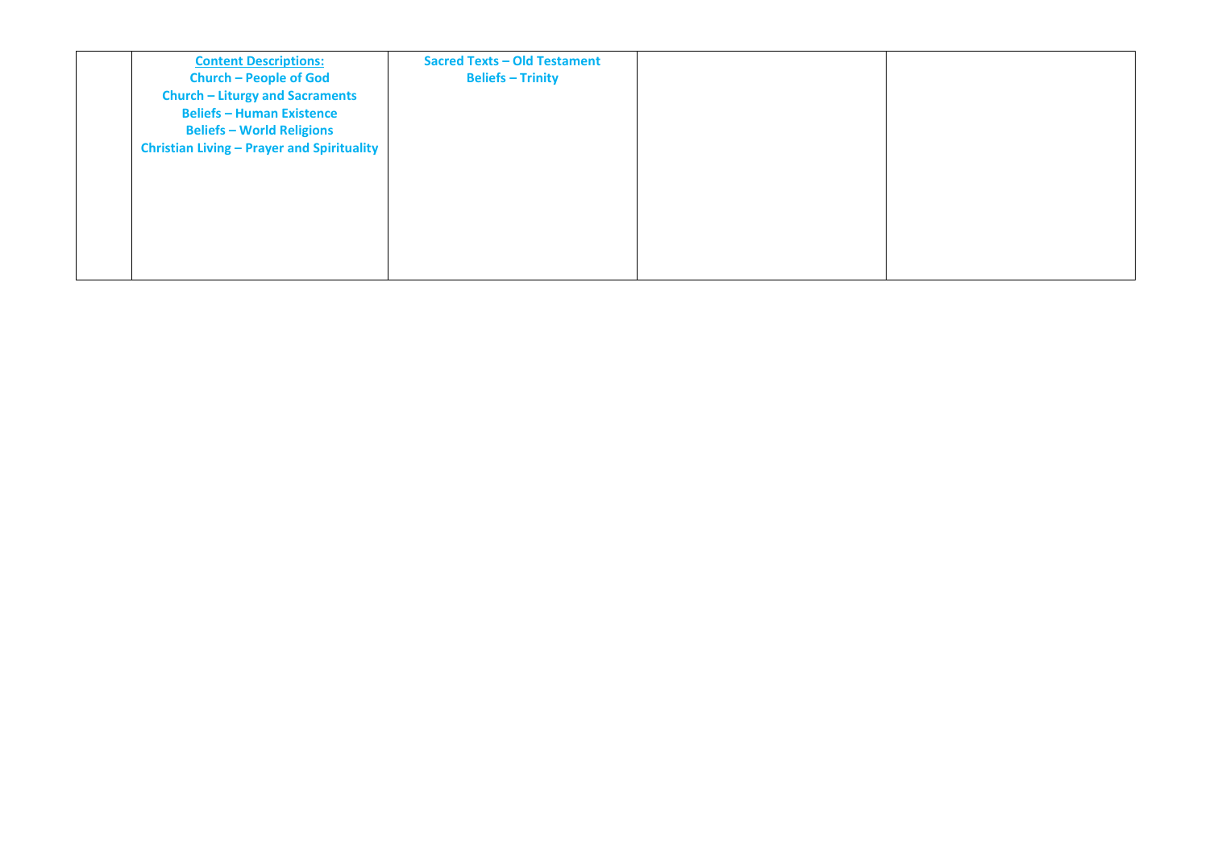| | | | | |
|---|---|---|---|---|
| | **Content Descriptions:**<br>**Church – People of God**<br>**Church – Liturgy and Sacraments**<br>**Beliefs – Human Existence**<br>**Beliefs – World Religions**<br>**Christian Living – Prayer and Spirituality** | **Sacred Texts – Old Testament**<br>**Beliefs – Trinity** | | |